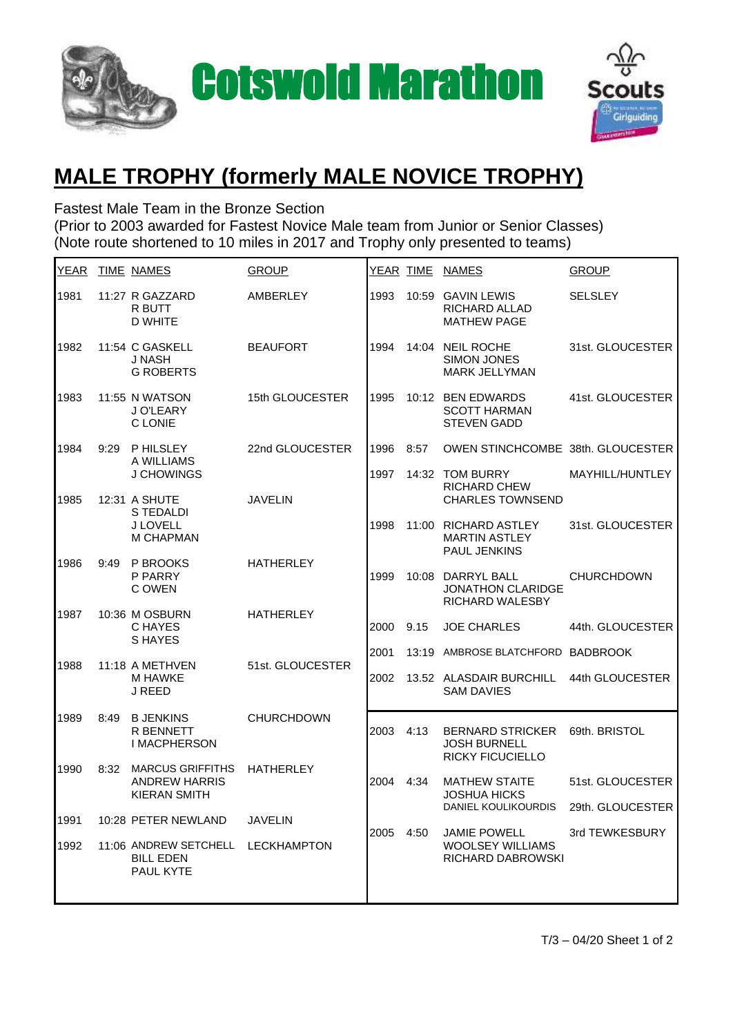# Cotswold Marathon

## MALE TROPHY (formerly MALE NOVICE TROPHY)

Fastest Male Team in the Bronze Section
(Prior to 2003 awarded for Fastest Novice Male team from Junior or Senior Classes)
(Note route shortened to 10 miles in 2017 and Trophy only presented to teams)

| YEAR | TIME | NAMES | GROUP |
|---|---|---|---|
| 1981 | 11:27 | R GAZZARD<br>R BUTT<br>D WHITE | AMBERLEY |
| 1982 | 11:54 | C GASKELL<br>J NASH<br>G ROBERTS | BEAUFORT |
| 1983 | 11:55 | N WATSON<br>J O'LEARY<br>C LONIE | 15th GLOUCESTER |
| 1984 | 9:29 | P HILSLEY<br>A WILLIAMS<br>J CHOWINGS | 22nd GLOUCESTER |
| 1985 | 12:31 | A SHUTE<br>S TEDALDI<br>J LOVELL<br>M CHAPMAN | JAVELIN |
| 1986 | 9:49 | P BROOKS<br>P PARRY<br>C OWEN | HATHERLEY |
| 1987 | 10:36 | M OSBURN<br>C HAYES<br>S HAYES | HATHERLEY |
| 1988 | 11:18 | A METHVEN<br>M HAWKE<br>J REED | 51st. GLOUCESTER |
| 1989 | 8:49 | B JENKINS<br>R BENNETT<br>I MACPHERSON | CHURCHDOWN |
| 1990 | 8:32 | MARCUS GRIFFITHS<br>ANDREW HARRIS<br>KIERAN SMITH | HATHERLEY |
| 1991 | 10:28 | PETER NEWLAND | JAVELIN |
| 1992 | 11:06 | ANDREW SETCHELL<br>BILL EDEN<br>PAUL KYTE | LECKHAMPTON |
| 1993 | 10:59 | GAVIN LEWIS<br>RICHARD ALLAD<br>MATHEW PAGE | SELSLEY |
| 1994 | 14:04 | NEIL ROCHE<br>SIMON JONES<br>MARK JELLYMAN | 31st. GLOUCESTER |
| 1995 | 10:12 | BEN EDWARDS<br>SCOTT HARMAN<br>STEVEN GADD | 41st. GLOUCESTER |
| 1996 | 8:57 | OWEN STINCHCOMBE | 38th. GLOUCESTER |
| 1997 | 14:32 | TOM BURRY<br>RICHARD CHEW<br>CHARLES TOWNSEND | MAYHILL/HUNTLEY |
| 1998 | 11:00 | RICHARD ASTLEY<br>MARTIN ASTLEY<br>PAUL JENKINS | 31st. GLOUCESTER |
| 1999 | 10:08 | DARRYL BALL<br>JONATHON CLARIDGE<br>RICHARD WALESBY | CHURCHDOWN |
| 2000 | 9.15 | JOE CHARLES | 44th. GLOUCESTER |
| 2001 | 13:19 | AMBROSE BLATCHFORD | BADBROOK |
| 2002 | 13.52 | ALASDAIR BURCHILL<br>SAM DAVIES | 44th GLOUCESTER |
| 2003 | 4:13 | BERNARD STRICKER<br>JOSH BURNELL<br>RICKY FICUCIELLO | 69th. BRISTOL |
| 2004 | 4:34 | MATHEW STAITE<br>JOSHUA HICKS<br>DANIEL KOULIKOURDIS | 51st. GLOUCESTER<br><br>29th. GLOUCESTER |
| 2005 | 4:50 | JAMIE POWELL<br>WOOLSEY WILLIAMS<br>RICHARD DABROWSKI | 3rd TEWKESBURY |

T/3 – 04/20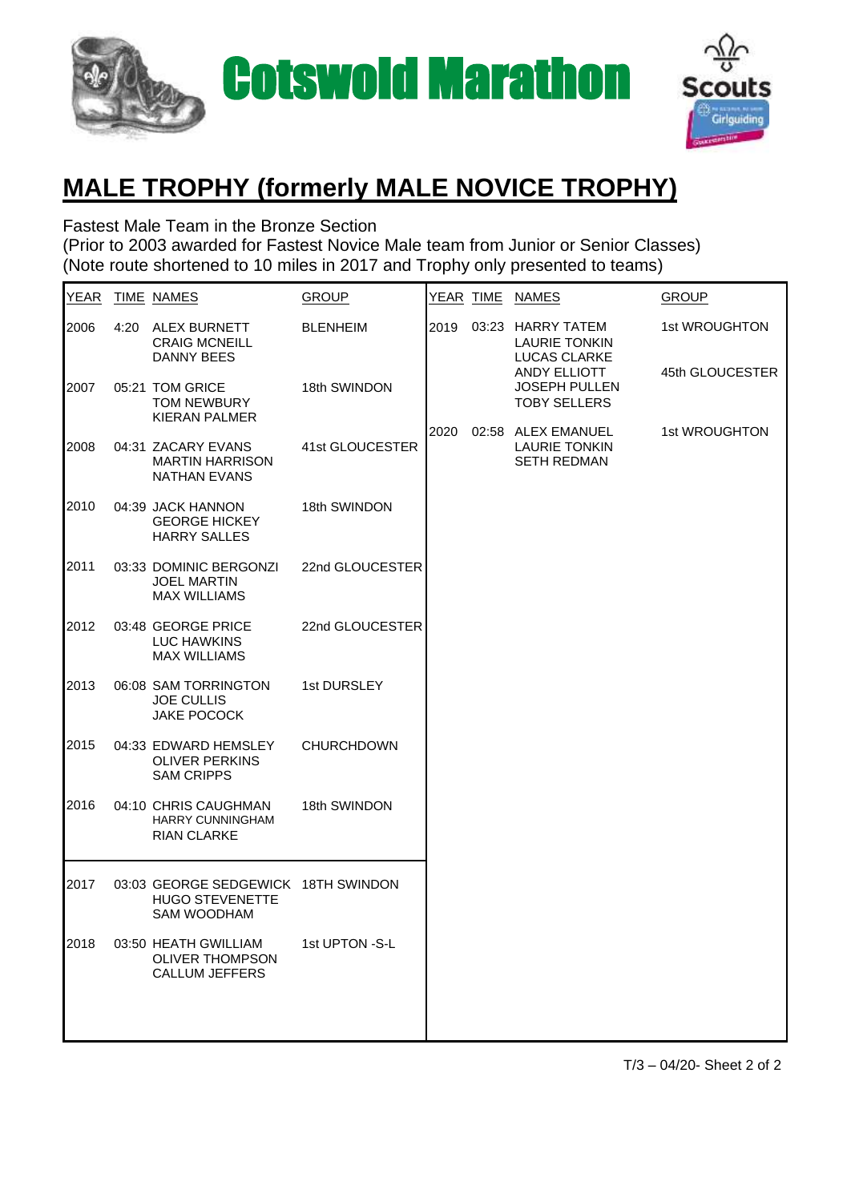# Cotswold Marathon

## MALE TROPHY (formerly MALE NOVICE TROPHY)

Fastest Male Team in the Bronze Section
(Prior to 2003 awarded for Fastest Novice Male team from Junior or Senior Classes)
(Note route shortened to 10 miles in 2017 and Trophy only presented to teams)

| YEAR | TIME | NAMES | GROUP |
|---|---|---|---|
| 2006 | 4:20 | ALEX BURNETT<br>CRAIG MCNEILL<br>DANNY BEES | BLENHEIM |
| 2007 | 05:21 | TOM GRICE<br>TOM NEWBURY<br>KIERAN PALMER | 18th SWINDON |
| 2008 | 04:31 | ZACARY EVANS<br>MARTIN HARRISON<br>NATHAN EVANS | 41st GLOUCESTER |
| 2010 | 04:39 | JACK HANNON<br>GEORGE HICKEY<br>HARRY SALLES | 18th SWINDON |
| 2011 | 03:33 | DOMINIC BERGONZI<br>JOEL MARTIN<br>MAX WILLIAMS | 22nd GLOUCESTER |
| 2012 | 03:48 | GEORGE PRICE<br>LUC HAWKINS<br>MAX WILLIAMS | 22nd GLOUCESTER |
| 2013 | 06:08 | SAM TORRINGTON<br>JOE CULLIS<br>JAKE POCOCK | 1st DURSLEY |
| 2015 | 04:33 | EDWARD HEMSLEY<br>OLIVER PERKINS<br>SAM CRIPPS | CHURCHDOWN |
| 2016 | 04:10 | CHRIS CAUGHMAN<br>HARRY CUNNINGHAM<br>RIAN CLARKE | 18th SWINDON |
| 2017 | 03:03 | GEORGE SEDGEWICK<br>HUGO STEVENETTE<br>SAM WOODHAM | 18TH SWINDON |
| 2018 | 03:50 | HEATH GWILLIAM<br>OLIVER THOMPSON<br>CALLUM JEFFERS | 1st UPTON -S-L |
| 2019 | 03:23 | HARRY TATEM<br>LAURIE TONKIN<br>LUCAS CLARKE | 1st WROUGHTON |
| | | ANDY ELLIOTT<br>JOSEPH PULLEN<br>TOBY SELLERS | 45th GLOUCESTER |
| 2020 | 02:58 | ALEX EMANUEL<br>LAURIE TONKIN<br>SETH REDMAN | 1st WROUGHTON |

T/3 – 04/20- Sheet 2 of 2